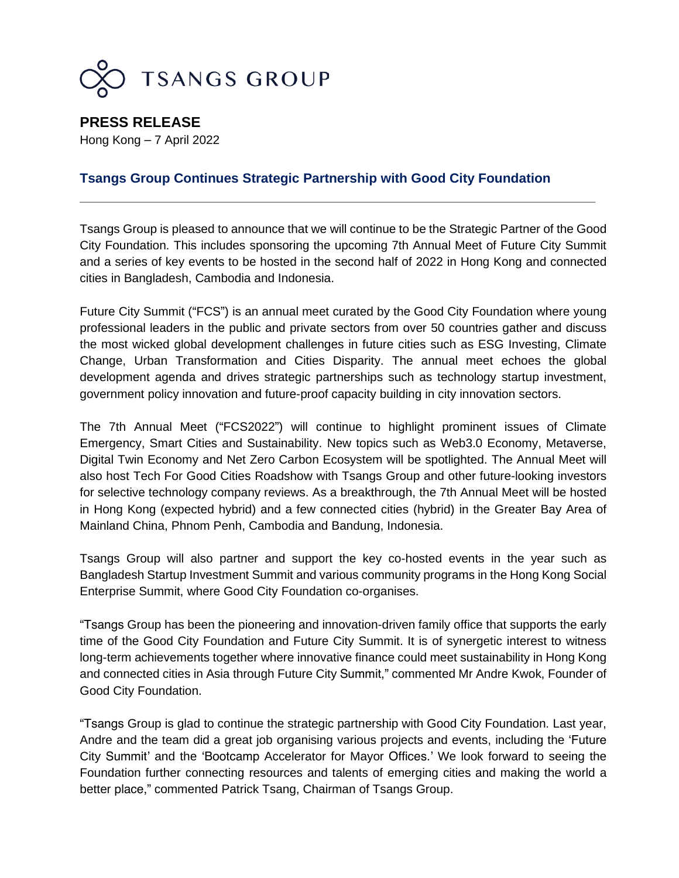TSANGS GROUP

**PRESS RELEASE**

Hong Kong – 7 April 2022

## Tsangs Group Continues Strategic Partnership with Good City Foundation

---

Tsangs Group is pleased to announce that we will continue to be the Strategic Partner of the Good City Foundation. This includes sponsoring the upcoming 7th Annual Meet of Future City Summit and a series of key events to be hosted in the second half of 2022 in Hong Kong and connected cities in Bangladesh, Cambodia and Indonesia.

Future City Summit ("FCS") is an annual meet curated by the Good City Foundation where young professional leaders in the public and private sectors from over 50 countries gather and discuss the most wicked global development challenges in future cities such as ESG Investing, Climate Change, Urban Transformation and Cities Disparity. The annual meet echoes the global development agenda and drives strategic partnerships such as technology startup investment, government policy innovation and future-proof capacity building in city innovation sectors.

The 7th Annual Meet ("FCS2022") will continue to highlight prominent issues of Climate Emergency, Smart Cities and Sustainability. New topics such as Web3.0 Economy, Metaverse, Digital Twin Economy and Net Zero Carbon Ecosystem will be spotlighted. The Annual Meet will also host Tech For Good Cities Roadshow with Tsangs Group and other future-looking investors for selective technology company reviews. As a breakthrough, the 7th Annual Meet will be hosted in Hong Kong (expected hybrid) and a few connected cities (hybrid) in the Greater Bay Area of Mainland China, Phnom Penh, Cambodia and Bandung, Indonesia.

Tsangs Group will also partner and support the key co-hosted events in the year such as Bangladesh Startup Investment Summit and various community programs in the Hong Kong Social Enterprise Summit, where Good City Foundation co-organises.

"Tsangs Group has been the pioneering and innovation-driven family office that supports the early time of the Good City Foundation and Future City Summit. It is of synergetic interest to witness long-term achievements together where innovative finance could meet sustainability in Hong Kong and connected cities in Asia through Future City Summit," commented Mr Andre Kwok, Founder of Good City Foundation.

"Tsangs Group is glad to continue the strategic partnership with Good City Foundation. Last year, Andre and the team did a great job organising various projects and events, including the 'Future City Summit' and the 'Bootcamp Accelerator for Mayor Offices.' We look forward to seeing the Foundation further connecting resources and talents of emerging cities and making the world a better place," commented Patrick Tsang, Chairman of Tsangs Group.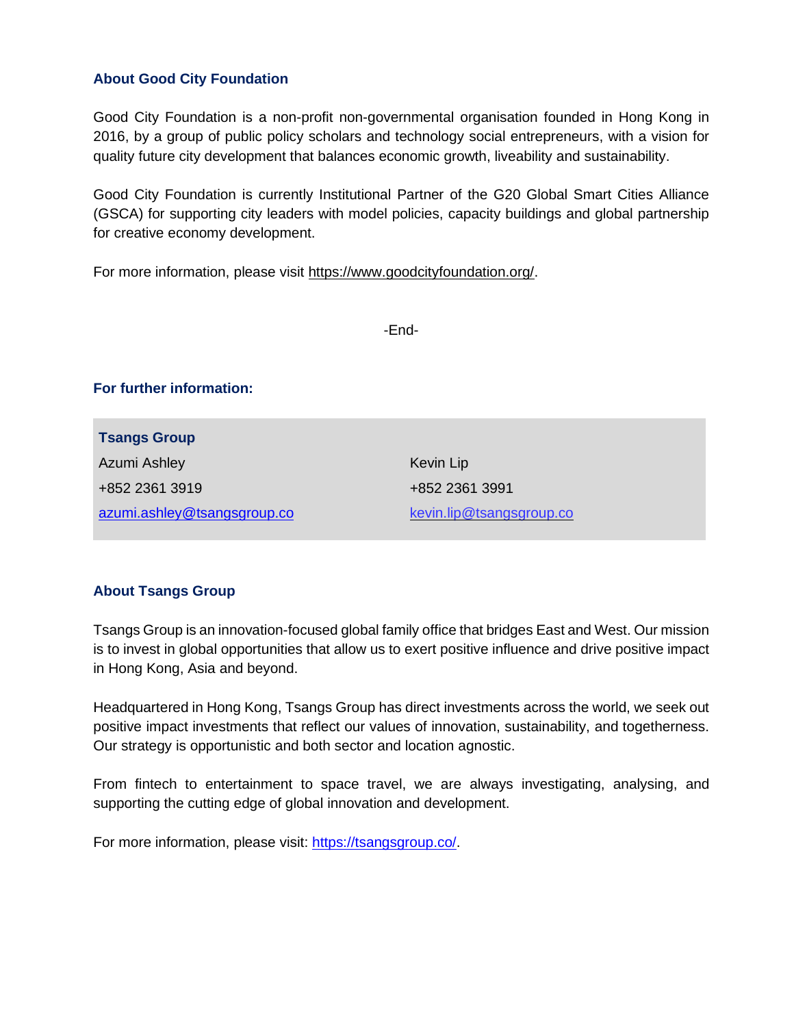### About Good City Foundation

Good City Foundation is a non-profit non-governmental organisation founded in Hong Kong in 2016, by a group of public policy scholars and technology social entrepreneurs, with a vision for quality future city development that balances economic growth, liveability and sustainability.

Good City Foundation is currently Institutional Partner of the G20 Global Smart Cities Alliance (GSCA) for supporting city leaders with model policies, capacity buildings and global partnership for creative economy development.

For more information, please visit https://www.goodcityfoundation.org/.

-End-

### For further information:

| Tsangs Group | |
|---|---|
| Azumi Ashley | Kevin Lip |
| +852 2361 3919 | +852 2361 3991 |
| azumi.ashley@tsangsgroup.co | kevin.lip@tsangsgroup.co |

### About Tsangs Group

Tsangs Group is an innovation-focused global family office that bridges East and West. Our mission is to invest in global opportunities that allow us to exert positive influence and drive positive impact in Hong Kong, Asia and beyond.

Headquartered in Hong Kong, Tsangs Group has direct investments across the world, we seek out positive impact investments that reflect our values of innovation, sustainability, and togetherness. Our strategy is opportunistic and both sector and location agnostic.

From fintech to entertainment to space travel, we are always investigating, analysing, and supporting the cutting edge of global innovation and development.

For more information, please visit: https://tsangsgroup.co/.